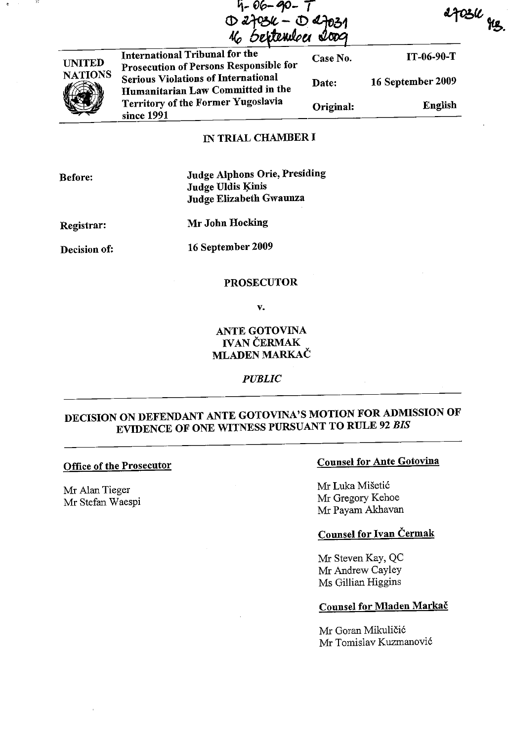IT-06-90-T
D 27034 - D 27031
16 September 2009

27034 MS.

| UNITED NATIONS | International Tribunal for the Prosecution of Persons Responsible for Serious Violations of International Humanitarian Law Committed in the Territory of the Former Yugoslavia since 1991 | Case No. | IT-06-90-T |
|---|---|---|---|
| | | Date: | 16 September 2009 |
| | | Original: | English |

**IN TRIAL CHAMBER I**

**Before:** **Judge Alphons Orie, Presiding**
**Judge Uldis Ķinis**
**Judge Elizabeth Gwaunza**

**Registrar:** **Mr John Hocking**

**Decision of:** **16 September 2009**

**PROSECUTOR**

**v.**

**ANTE GOTOVINA**
**IVAN ČERMAK**
**MLADEN MARKAČ**

***PUBLIC***

## DECISION ON DEFENDANT ANTE GOTOVINA'S MOTION FOR ADMISSION OF EVIDENCE OF ONE WITNESS PURSUANT TO RULE 92 *BIS*

**Office of the Prosecutor**

Mr Alan Tieger
Mr Stefan Waespi

**Counsel for Ante Gotovina**

Mr Luka Mišetić
Mr Gregory Kehoe
Mr Payam Akhavan

**Counsel for Ivan Čermak**

Mr Steven Kay, QC
Mr Andrew Cayley
Ms Gillian Higgins

**Counsel for Mladen Markač**

Mr Goran Mikuličić
Mr Tomislav Kuzmanović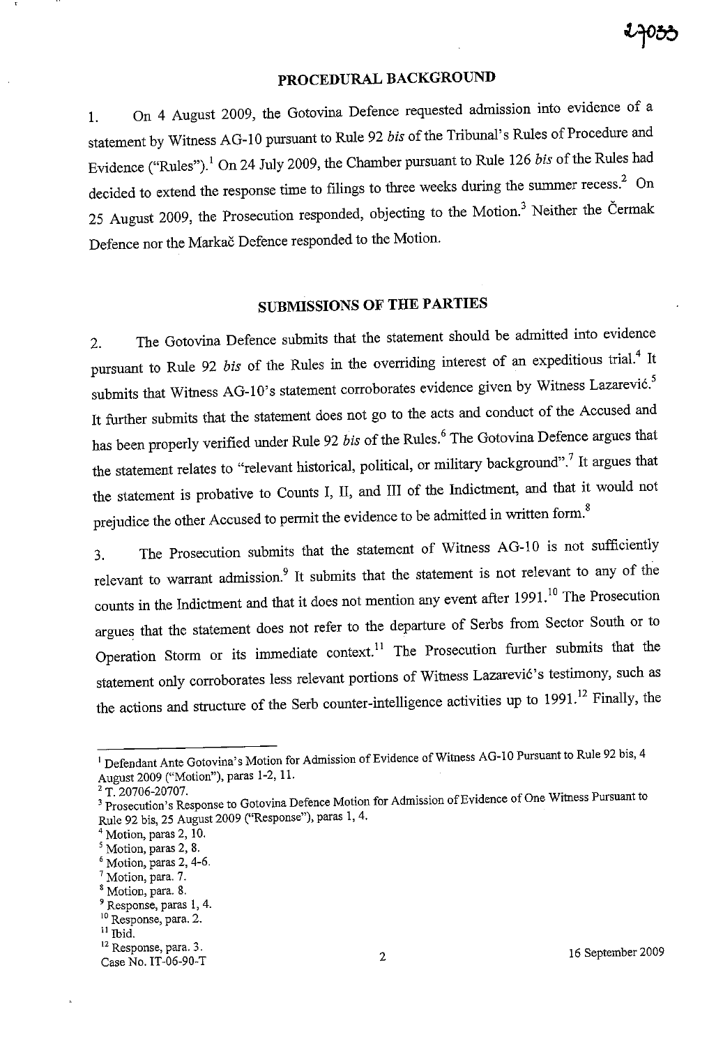## PROCEDURAL BACKGROUND

1. On 4 August 2009, the Gotovina Defence requested admission into evidence of a statement by Witness AG-10 pursuant to Rule 92 *bis* of the Tribunal's Rules of Procedure and Evidence ("Rules").[1] On 24 July 2009, the Chamber pursuant to Rule 126 *bis* of the Rules had decided to extend the response time to filings to three weeks during the summer recess.[2] On 25 August 2009, the Prosecution responded, objecting to the Motion.[3] Neither the Čermak Defence nor the Markač Defence responded to the Motion.

## SUBMISSIONS OF THE PARTIES

2. The Gotovina Defence submits that the statement should be admitted into evidence pursuant to Rule 92 *bis* of the Rules in the overriding interest of an expeditious trial.[4] It submits that Witness AG-10's statement corroborates evidence given by Witness Lazarević.[5] It further submits that the statement does not go to the acts and conduct of the Accused and has been properly verified under Rule 92 *bis* of the Rules.[6] The Gotovina Defence argues that the statement relates to "relevant historical, political, or military background".[7] It argues that the statement is probative to Counts I, II, and III of the Indictment, and that it would not prejudice the other Accused to permit the evidence to be admitted in written form.[8]

3. The Prosecution submits that the statement of Witness AG-10 is not sufficiently relevant to warrant admission.[9] It submits that the statement is not relevant to any of the counts in the Indictment and that it does not mention any event after 1991.[10] The Prosecution argues that the statement does not refer to the departure of Serbs from Sector South or to Operation Storm or its immediate context.[11] The Prosecution further submits that the statement only corroborates less relevant portions of Witness Lazarević's testimony, such as the actions and structure of the Serb counter-intelligence activities up to 1991.[12] Finally, the

---

[1] Defendant Ante Gotovina's Motion for Admission of Evidence of Witness AG-10 Pursuant to Rule 92 bis, 4 August 2009 ("Motion"), paras 1-2, 11.

[2] T. 20706-20707.

[3] Prosecution's Response to Gotovina Defence Motion for Admission of Evidence of One Witness Pursuant to Rule 92 bis, 25 August 2009 ("Response"), paras 1, 4.

[4] Motion, paras 2, 10.

[5] Motion, paras 2, 8.

[6] Motion, paras 2, 4-6.

[7] Motion, para. 7.

[8] Motion, para. 8.

[9] Response, paras 1, 4.

[10] Response, para. 2.

[11] Ibid.

[12] Response, para. 3.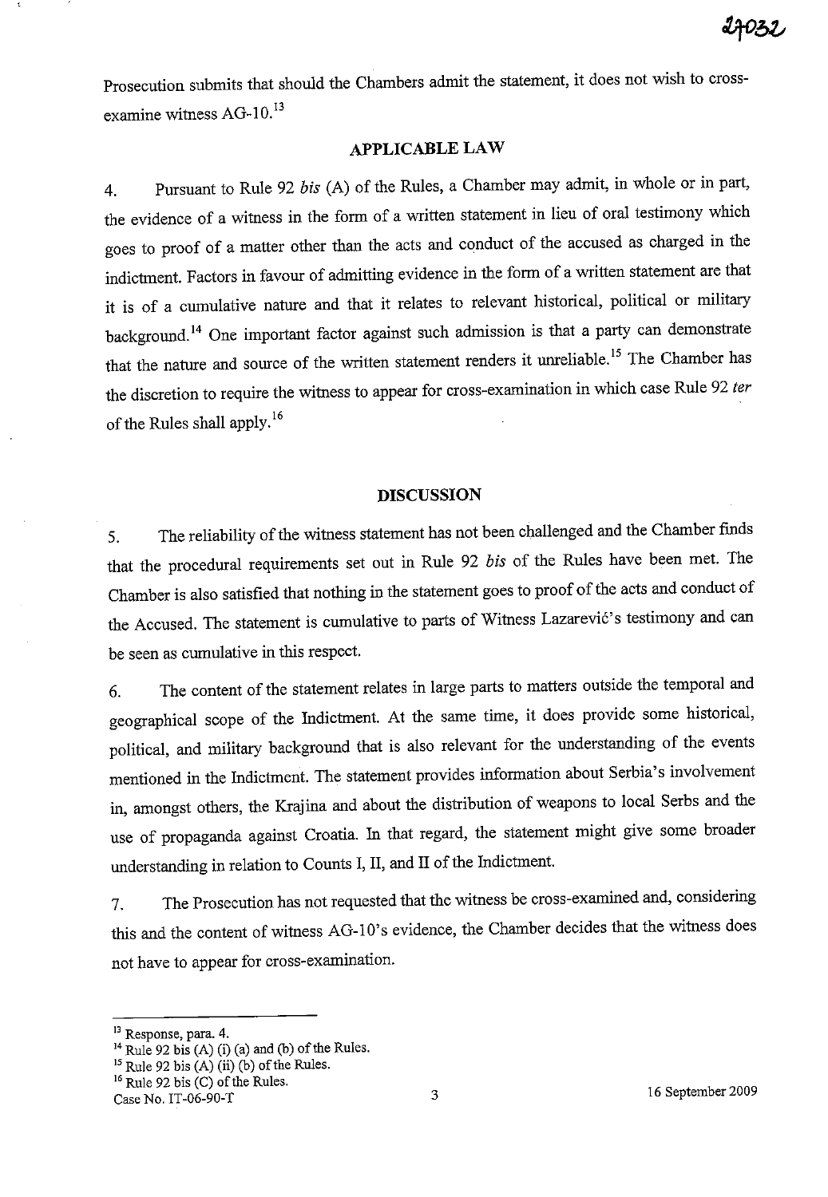Prosecution submits that should the Chambers admit the statement, it does not wish to cross-examine witness AG-10.[13]

## APPLICABLE LAW

4. Pursuant to Rule 92 *bis* (A) of the Rules, a Chamber may admit, in whole or in part, the evidence of a witness in the form of a written statement in lieu of oral testimony which goes to proof of a matter other than the acts and conduct of the accused as charged in the indictment. Factors in favour of admitting evidence in the form of a written statement are that it is of a cumulative nature and that it relates to relevant historical, political or military background.[14] One important factor against such admission is that a party can demonstrate that the nature and source of the written statement renders it unreliable.[15] The Chamber has the discretion to require the witness to appear for cross-examination in which case Rule 92 *ter* of the Rules shall apply.[16]

## DISCUSSION

5. The reliability of the witness statement has not been challenged and the Chamber finds that the procedural requirements set out in Rule 92 *bis* of the Rules have been met. The Chamber is also satisfied that nothing in the statement goes to proof of the acts and conduct of the Accused. The statement is cumulative to parts of Witness Lazarević's testimony and can be seen as cumulative in this respect.

6. The content of the statement relates in large parts to matters outside the temporal and geographical scope of the Indictment. At the same time, it does provide some historical, political, and military background that is also relevant for the understanding of the events mentioned in the Indictment. The statement provides information about Serbia's involvement in, amongst others, the Krajina and about the distribution of weapons to local Serbs and the use of propaganda against Croatia. In that regard, the statement might give some broader understanding in relation to Counts I, II, and II of the Indictment.

7. The Prosecution has not requested that the witness be cross-examined and, considering this and the content of witness AG-10's evidence, the Chamber decides that the witness does not have to appear for cross-examination.

---

[13] Response, para. 4.

[14] Rule 92 bis (A) (i) (a) and (b) of the Rules.

[15] Rule 92 bis (A) (ii) (b) of the Rules.

[16] Rule 92 bis (C) of the Rules.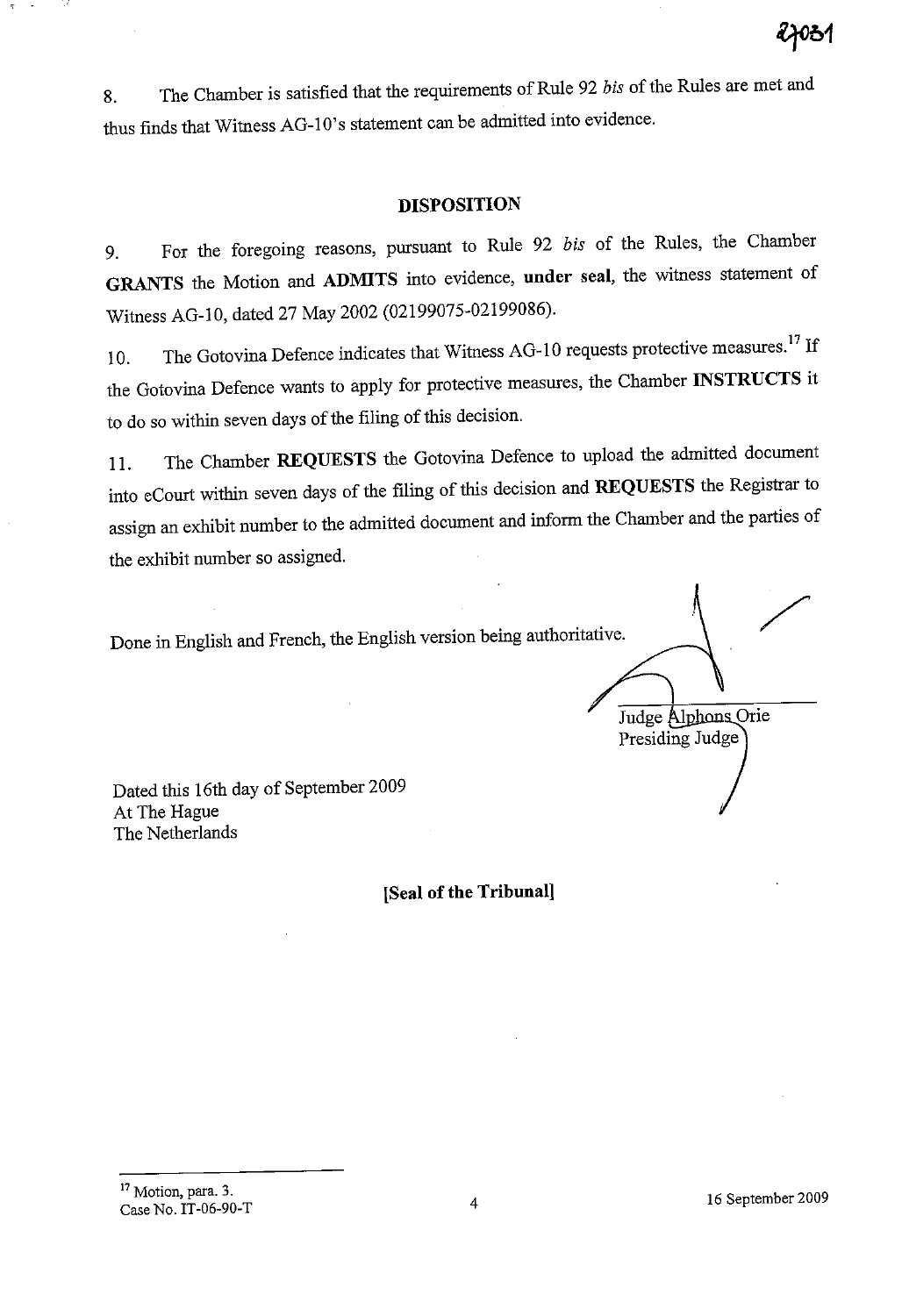8. The Chamber is satisfied that the requirements of Rule 92 *bis* of the Rules are met and thus finds that Witness AG-10's statement can be admitted into evidence.

## DISPOSITION

9. For the foregoing reasons, pursuant to Rule 92 *bis* of the Rules, the Chamber **GRANTS** the Motion and **ADMITS** into evidence, **under seal**, the witness statement of Witness AG-10, dated 27 May 2002 (02199075-02199086).

10. The Gotovina Defence indicates that Witness AG-10 requests protective measures.[17] If the Gotovina Defence wants to apply for protective measures, the Chamber **INSTRUCTS** it to do so within seven days of the filing of this decision.

11. The Chamber **REQUESTS** the Gotovina Defence to upload the admitted document into eCourt within seven days of the filing of this decision and **REQUESTS** the Registrar to assign an exhibit number to the admitted document and inform the Chamber and the parties of the exhibit number so assigned.

Done in English and French, the English version being authoritative.

Judge Alphons Orie
Presiding Judge

Dated this 16th day of September 2009
At The Hague
The Netherlands

**[Seal of the Tribunal]**

---

[17] Motion, para. 3.